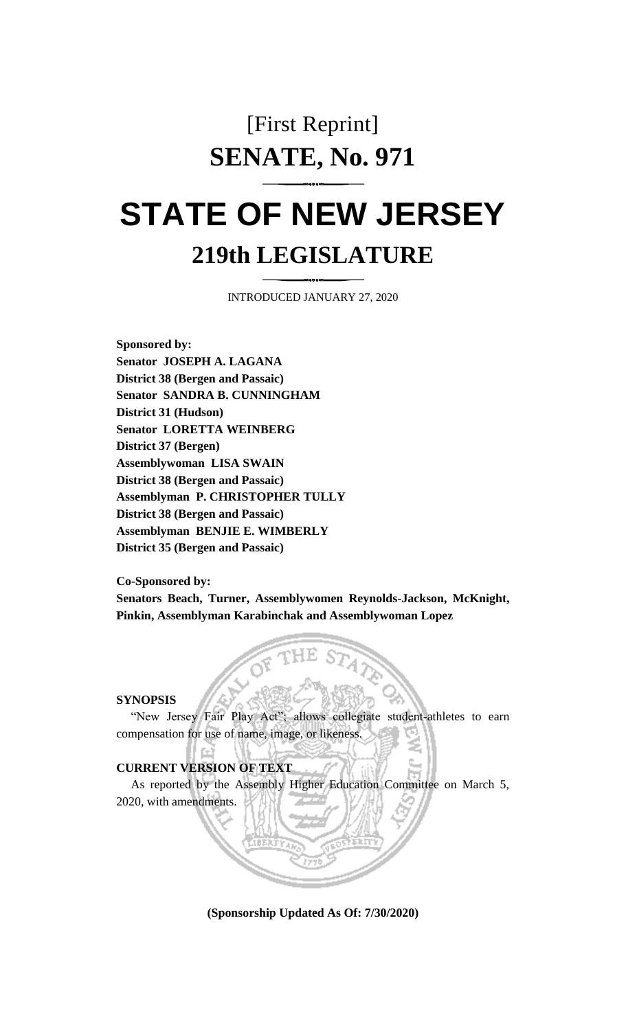# [First Reprint]

# SENATE, No. 971

# STATE OF NEW JERSEY

## 219th LEGISLATURE

INTRODUCED JANUARY 27, 2020

**Sponsored by:**
**Senator JOSEPH A. LAGANA**
**District 38 (Bergen and Passaic)**
**Senator SANDRA B. CUNNINGHAM**
**District 31 (Hudson)**
**Senator LORETTA WEINBERG**
**District 37 (Bergen)**
**Assemblywoman LISA SWAIN**
**District 38 (Bergen and Passaic)**
**Assemblyman P. CHRISTOPHER TULLY**
**District 38 (Bergen and Passaic)**
**Assemblyman BENJIE E. WIMBERLY**
**District 35 (Bergen and Passaic)**

**Co-Sponsored by:**
**Senators Beach, Turner, Assemblywomen Reynolds-Jackson, McKnight, Pinkin, Assemblyman Karabinchak and Assemblywoman Lopez**

**SYNOPSIS**

"New Jersey Fair Play Act"; allows collegiate student-athletes to earn compensation for use of name, image, or likeness.

**CURRENT VERSION OF TEXT**

As reported by the Assembly Higher Education Committee on March 5, 2020, with amendments.

**(Sponsorship Updated As Of: 7/30/2020)**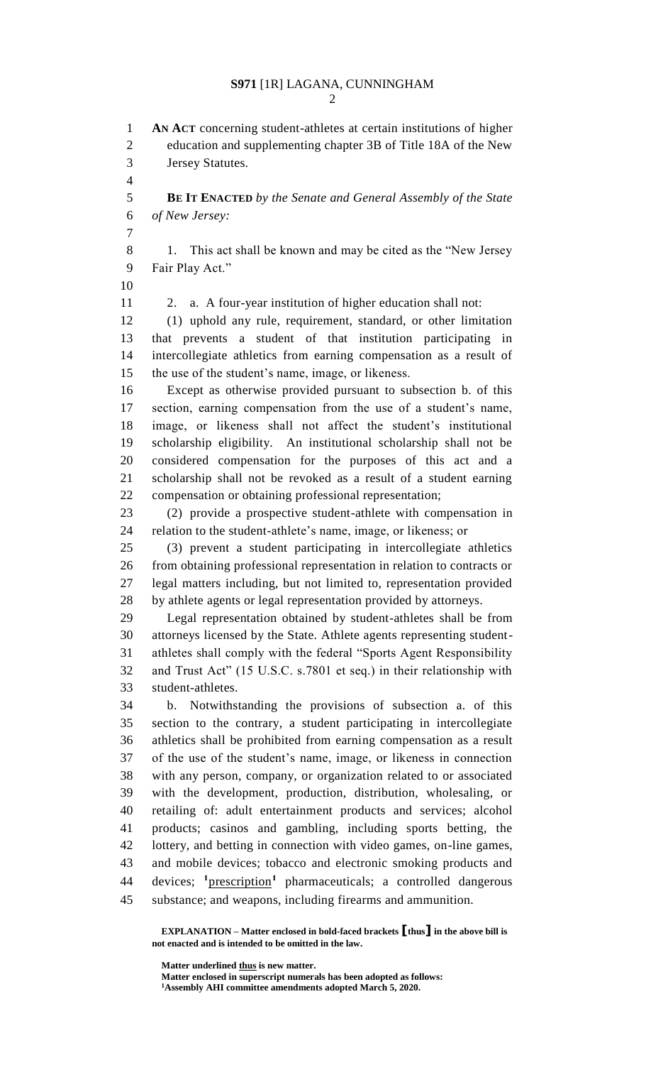**AN ACT** concerning student-athletes at certain institutions of higher education and supplementing chapter 3B of Title 18A of the New Jersey Statutes.

**BE IT ENACTED** *by the Senate and General Assembly of the State of New Jersey:*

1. This act shall be known and may be cited as the "New Jersey Fair Play Act."

2. a. A four-year institution of higher education shall not:

(1) uphold any rule, requirement, standard, or other limitation that prevents a student of that institution participating in intercollegiate athletics from earning compensation as a result of the use of the student's name, image, or likeness.

Except as otherwise provided pursuant to subsection b. of this section, earning compensation from the use of a student's name, image, or likeness shall not affect the student's institutional scholarship eligibility. An institutional scholarship shall not be considered compensation for the purposes of this act and a scholarship shall not be revoked as a result of a student earning compensation or obtaining professional representation;

(2) provide a prospective student-athlete with compensation in relation to the student-athlete's name, image, or likeness; or

(3) prevent a student participating in intercollegiate athletics from obtaining professional representation in relation to contracts or legal matters including, but not limited to, representation provided by athlete agents or legal representation provided by attorneys.

Legal representation obtained by student-athletes shall be from attorneys licensed by the State. Athlete agents representing student-athletes shall comply with the federal "Sports Agent Responsibility and Trust Act" (15 U.S.C. s.7801 et seq.) in their relationship with student-athletes.

b. Notwithstanding the provisions of subsection a. of this section to the contrary, a student participating in intercollegiate athletics shall be prohibited from earning compensation as a result of the use of the student's name, image, or likeness in connection with any person, company, or organization related to or associated with the development, production, distribution, wholesaling, or retailing of: adult entertainment products and services; alcohol products; casinos and gambling, including sports betting, the lottery, and betting in connection with video games, on-line games, and mobile devices; tobacco and electronic smoking products and devices; [1]<u>prescription</u>[1] pharmaceuticals; a controlled dangerous substance; and weapons, including firearms and ammunition.

**EXPLANATION – Matter enclosed in bold-faced brackets [thus] in the above bill is not enacted and is intended to be omitted in the law.**

**Matter underlined <u>thus</u> is new matter.**
**Matter enclosed in superscript numerals has been adopted as follows:**
**[1]Assembly AHI committee amendments adopted March 5, 2020.**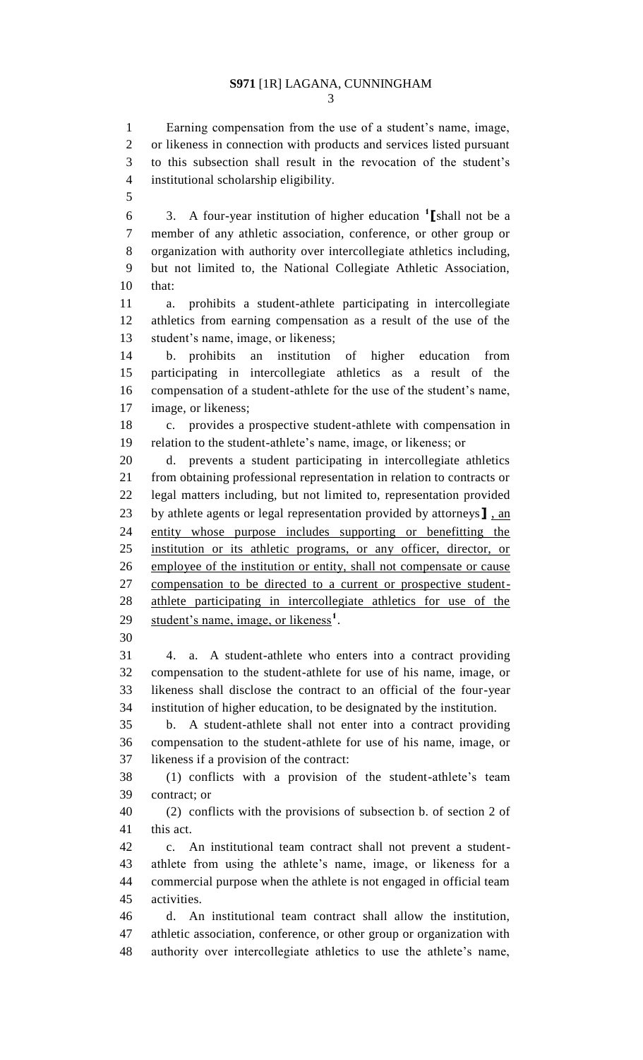Earning compensation from the use of a student's name, image, or likeness in connection with products and services listed pursuant to this subsection shall result in the revocation of the student's institutional scholarship eligibility.

3. A four-year institution of higher education [1][shall not be a member of any athletic association, conference, or other group or organization with authority over intercollegiate athletics including, but not limited to, the National Collegiate Athletic Association, that:

a. prohibits a student-athlete participating in intercollegiate athletics from earning compensation as a result of the use of the student's name, image, or likeness;

b. prohibits an institution of higher education from participating in intercollegiate athletics as a result of the compensation of a student-athlete for the use of the student's name, image, or likeness;

c. provides a prospective student-athlete with compensation in relation to the student-athlete's name, image, or likeness; or

d. prevents a student participating in intercollegiate athletics from obtaining professional representation in relation to contracts or legal matters including, but not limited to, representation provided by athlete agents or legal representation provided by attorneys] <u>, an entity whose purpose includes supporting or benefitting the institution or its athletic programs, or any officer, director, or employee of the institution or entity, shall not compensate or cause compensation to be directed to a current or prospective student-athlete participating in intercollegiate athletics for use of the student's name, image, or likeness</u>[1].

4. a. A student-athlete who enters into a contract providing compensation to the student-athlete for use of his name, image, or likeness shall disclose the contract to an official of the four-year institution of higher education, to be designated by the institution.

b. A student-athlete shall not enter into a contract providing compensation to the student-athlete for use of his name, image, or likeness if a provision of the contract:

(1) conflicts with a provision of the student-athlete's team contract; or

(2) conflicts with the provisions of subsection b. of section 2 of this act.

c. An institutional team contract shall not prevent a student-athlete from using the athlete's name, image, or likeness for a commercial purpose when the athlete is not engaged in official team activities.

d. An institutional team contract shall allow the institution, athletic association, conference, or other group or organization with authority over intercollegiate athletics to use the athlete's name,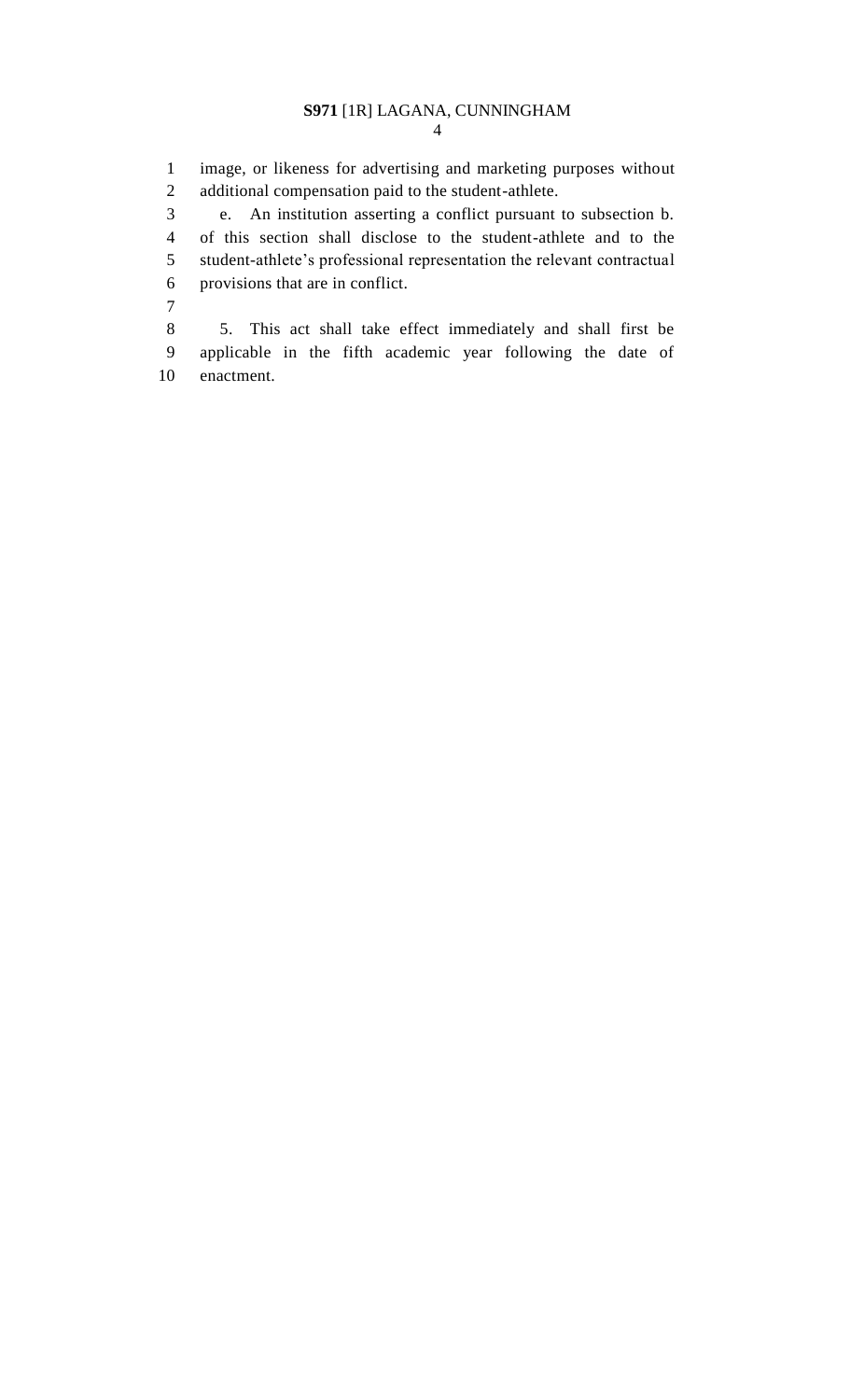image, or likeness for advertising and marketing purposes without additional compensation paid to the student-athlete.

e. An institution asserting a conflict pursuant to subsection b. of this section shall disclose to the student-athlete and to the student-athlete's professional representation the relevant contractual provisions that are in conflict.

5. This act shall take effect immediately and shall first be applicable in the fifth academic year following the date of enactment.